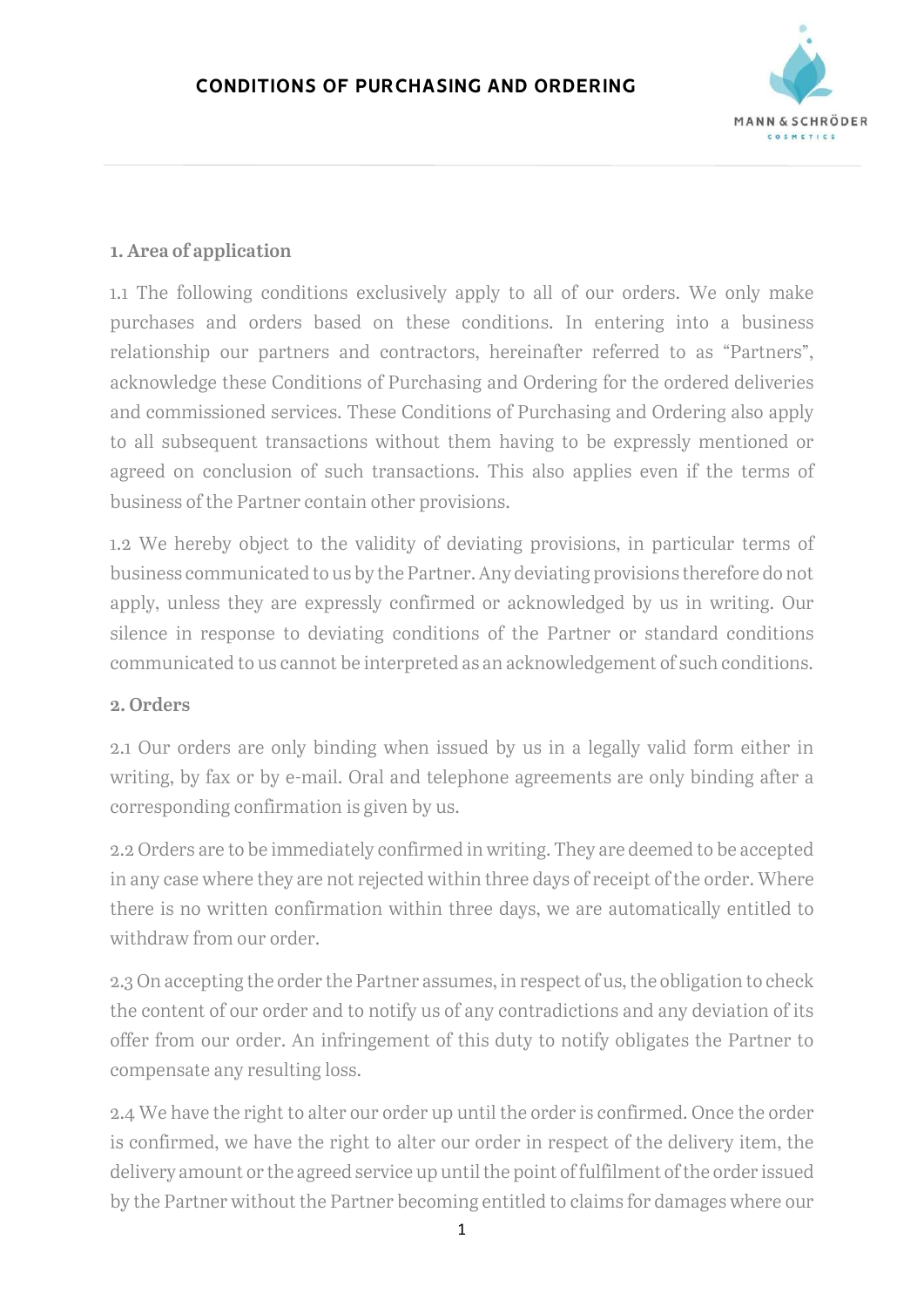# CONDITIONS OF PURCHASING AND ORDERING

## 1. Area of application

1.1 The following conditions exclusively apply to all of our orders. We only make purchases and orders based on these conditions. In entering into a business relationship our partners and contractors, hereinafter referred to as "Partners", acknowledge these Conditions of Purchasing and Ordering for the ordered deliveries and commissioned services. These Conditions of Purchasing and Ordering also apply to all subsequent transactions without them having to be expressly mentioned or agreed on conclusion of such transactions. This also applies even if the terms of business of the Partner contain other provisions.

1.2 We hereby object to the validity of deviating provisions, in particular terms of business communicated to us by the Partner. Any deviating provisions therefore do not apply, unless they are expressly confirmed or acknowledged by us in writing. Our silence in response to deviating conditions of the Partner or standard conditions communicated to us cannot be interpreted as an acknowledgement of such conditions.

## 2. Orders

2.1 Our orders are only binding when issued by us in a legally valid form either in writing, by fax or by e-mail. Oral and telephone agreements are only binding after a corresponding confirmation is given by us.

2.2 Orders are to be immediately confirmed in writing. They are deemed to be accepted in any case where they are not rejected within three days of receipt of the order. Where there is no written confirmation within three days, we are automatically entitled to withdraw from our order.

2.3 On accepting the order the Partner assumes, in respect of us, the obligation to check the content of our order and to notify us of any contradictions and any deviation of its offer from our order. An infringement of this duty to notify obligates the Partner to compensate any resulting loss.

2.4 We have the right to alter our order up until the order is confirmed. Once the order is confirmed, we have the right to alter our order in respect of the delivery item, the delivery amount or the agreed service up until the point of fulfilment of the order issued by the Partner without the Partner becoming entitled to claims for damages where our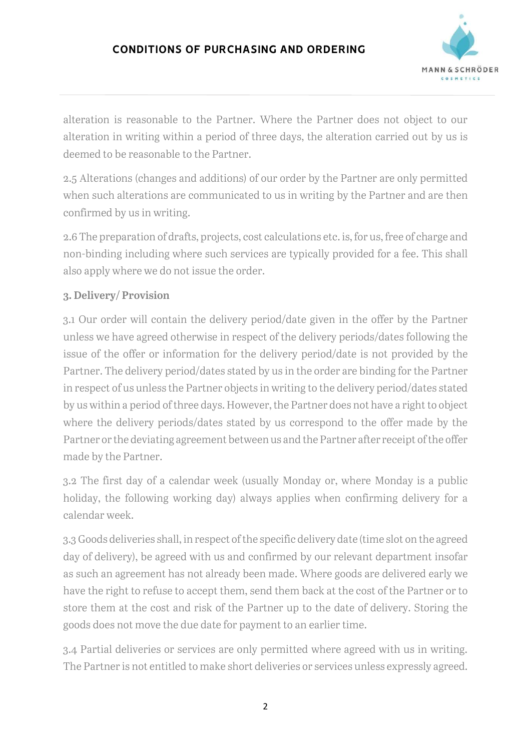alteration is reasonable to the Partner. Where the Partner does not object to our alteration in writing within a period of three days, the alteration carried out by us is deemed to be reasonable to the Partner.

2.5 Alterations (changes and additions) of our order by the Partner are only permitted when such alterations are communicated to us in writing by the Partner and are then confirmed by us in writing.

2.6 The preparation of drafts, projects, cost calculations etc. is, for us, free of charge and non-binding including where such services are typically provided for a fee. This shall also apply where we do not issue the order.

### 3. Delivery/ Provision

3.1 Our order will contain the delivery period/date given in the offer by the Partner unless we have agreed otherwise in respect of the delivery periods/dates following the issue of the offer or information for the delivery period/date is not provided by the Partner. The delivery period/dates stated by us in the order are binding for the Partner in respect of us unless the Partner objects in writing to the delivery period/dates stated by us within a period of three days. However, the Partner does not have a right to object where the delivery periods/dates stated by us correspond to the offer made by the Partner or the deviating agreement between us and the Partner after receipt of the offer made by the Partner.

3.2 The first day of a calendar week (usually Monday or, where Monday is a public holiday, the following working day) always applies when confirming delivery for a calendar week.

3.3 Goods deliveries shall, in respect of the specific delivery date (time slot on the agreed day of delivery), be agreed with us and confirmed by our relevant department insofar as such an agreement has not already been made. Where goods are delivered early we have the right to refuse to accept them, send them back at the cost of the Partner or to store them at the cost and risk of the Partner up to the date of delivery. Storing the goods does not move the due date for payment to an earlier time.

3.4 Partial deliveries or services are only permitted where agreed with us in writing. The Partner is not entitled to make short deliveries or services unless expressly agreed.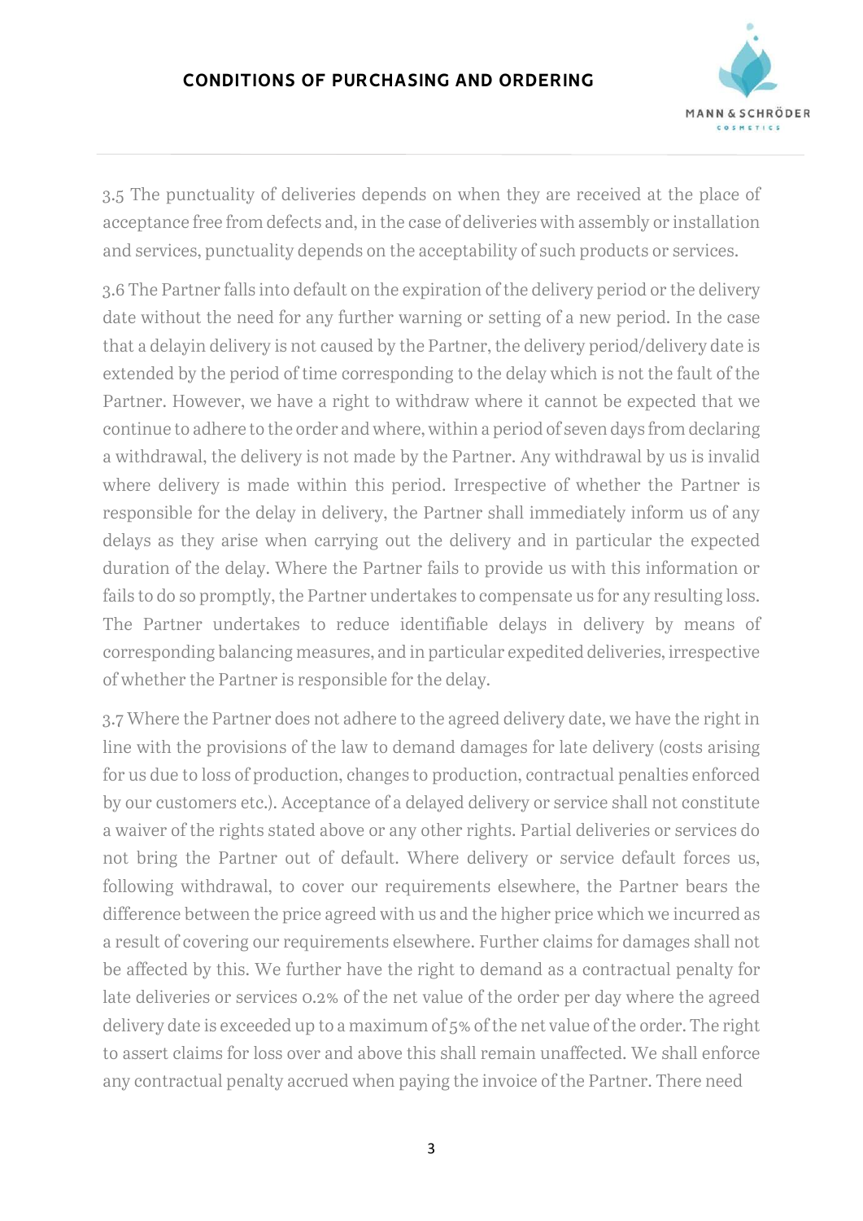3.5 The punctuality of deliveries depends on when they are received at the place of acceptance free from defects and, in the case of deliveries with assembly or installation and services, punctuality depends on the acceptability of such products or services.

3.6 The Partner falls into default on the expiration of the delivery period or the delivery date without the need for any further warning or setting of a new period. In the case that a delayin delivery is not caused by the Partner, the delivery period/delivery date is extended by the period of time corresponding to the delay which is not the fault of the Partner. However, we have a right to withdraw where it cannot be expected that we continue to adhere to the order and where, within a period of seven days from declaring a withdrawal, the delivery is not made by the Partner. Any withdrawal by us is invalid where delivery is made within this period. Irrespective of whether the Partner is responsible for the delay in delivery, the Partner shall immediately inform us of any delays as they arise when carrying out the delivery and in particular the expected duration of the delay. Where the Partner fails to provide us with this information or fails to do so promptly, the Partner undertakes to compensate us for any resulting loss. The Partner undertakes to reduce identifiable delays in delivery by means of corresponding balancing measures, and in particular expedited deliveries, irrespective of whether the Partner is responsible for the delay.

3.7 Where the Partner does not adhere to the agreed delivery date, we have the right in line with the provisions of the law to demand damages for late delivery (costs arising for us due to loss of production, changes to production, contractual penalties enforced by our customers etc.). Acceptance of a delayed delivery or service shall not constitute a waiver of the rights stated above or any other rights. Partial deliveries or services do not bring the Partner out of default. Where delivery or service default forces us, following withdrawal, to cover our requirements elsewhere, the Partner bears the difference between the price agreed with us and the higher price which we incurred as a result of covering our requirements elsewhere. Further claims for damages shall not be affected by this. We further have the right to demand as a contractual penalty for late deliveries or services 0.2% of the net value of the order per day where the agreed delivery date is exceeded up to a maximum of 5% of the net value of the order. The right to assert claims for loss over and above this shall remain unaffected. We shall enforce any contractual penalty accrued when paying the invoice of the Partner. There need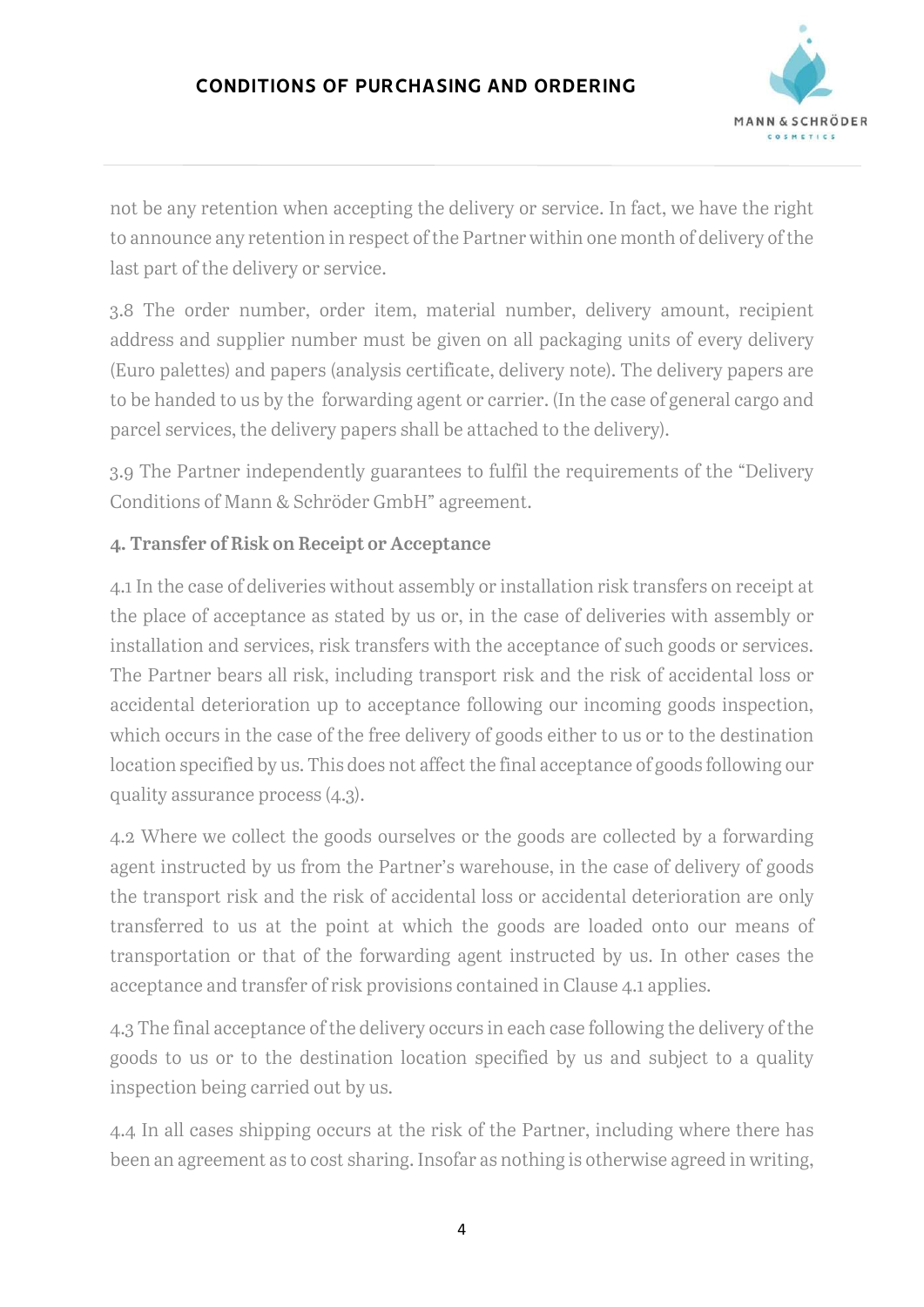not be any retention when accepting the delivery or service. In fact, we have the right to announce any retention in respect of the Partner within one month of delivery of the last part of the delivery or service.

3.8 The order number, order item, material number, delivery amount, recipient address and supplier number must be given on all packaging units of every delivery (Euro palettes) and papers (analysis certificate, delivery note). The delivery papers are to be handed to us by the forwarding agent or carrier. (In the case of general cargo and parcel services, the delivery papers shall be attached to the delivery).

3.9 The Partner independently guarantees to fulfil the requirements of the "Delivery Conditions of Mann & Schröder GmbH" agreement.

**4. Transfer of Risk on Receipt or Acceptance**

4.1 In the case of deliveries without assembly or installation risk transfers on receipt at the place of acceptance as stated by us or, in the case of deliveries with assembly or installation and services, risk transfers with the acceptance of such goods or services. The Partner bears all risk, including transport risk and the risk of accidental loss or accidental deterioration up to acceptance following our incoming goods inspection, which occurs in the case of the free delivery of goods either to us or to the destination location specified by us. This does not affect the final acceptance of goods following our quality assurance process (4.3).

4.2 Where we collect the goods ourselves or the goods are collected by a forwarding agent instructed by us from the Partner's warehouse, in the case of delivery of goods the transport risk and the risk of accidental loss or accidental deterioration are only transferred to us at the point at which the goods are loaded onto our means of transportation or that of the forwarding agent instructed by us. In other cases the acceptance and transfer of risk provisions contained in Clause 4.1 applies.

4.3 The final acceptance of the delivery occurs in each case following the delivery of the goods to us or to the destination location specified by us and subject to a quality inspection being carried out by us.

4.4 In all cases shipping occurs at the risk of the Partner, including where there has been an agreement as to cost sharing. Insofar as nothing is otherwise agreed in writing,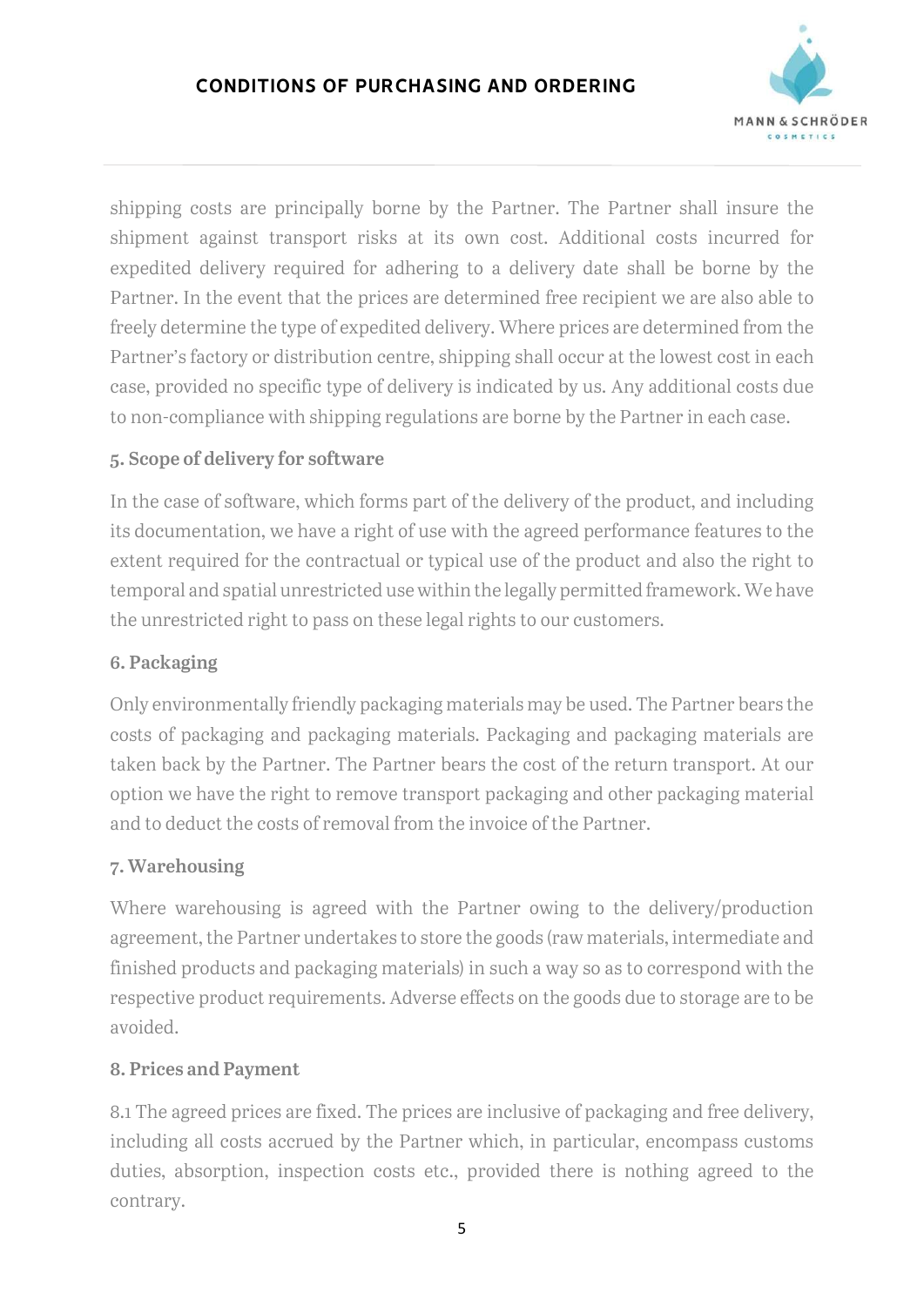shipping costs are principally borne by the Partner. The Partner shall insure the shipment against transport risks at its own cost. Additional costs incurred for expedited delivery required for adhering to a delivery date shall be borne by the Partner. In the event that the prices are determined free recipient we are also able to freely determine the type of expedited delivery. Where prices are determined from the Partner's factory or distribution centre, shipping shall occur at the lowest cost in each case, provided no specific type of delivery is indicated by us. Any additional costs due to non-compliance with shipping regulations are borne by the Partner in each case.

## 5. Scope of delivery for software

In the case of software, which forms part of the delivery of the product, and including its documentation, we have a right of use with the agreed performance features to the extent required for the contractual or typical use of the product and also the right to temporal and spatial unrestricted use within the legally permitted framework. We have the unrestricted right to pass on these legal rights to our customers.

## 6. Packaging

Only environmentally friendly packaging materials may be used. The Partner bears the costs of packaging and packaging materials. Packaging and packaging materials are taken back by the Partner. The Partner bears the cost of the return transport. At our option we have the right to remove transport packaging and other packaging material and to deduct the costs of removal from the invoice of the Partner.

## 7. Warehousing

Where warehousing is agreed with the Partner owing to the delivery/production agreement, the Partner undertakes to store the goods (raw materials, intermediate and finished products and packaging materials) in such a way so as to correspond with the respective product requirements. Adverse effects on the goods due to storage are to be avoided.

## 8. Prices and Payment

8.1 The agreed prices are fixed. The prices are inclusive of packaging and free delivery, including all costs accrued by the Partner which, in particular, encompass customs duties, absorption, inspection costs etc., provided there is nothing agreed to the contrary.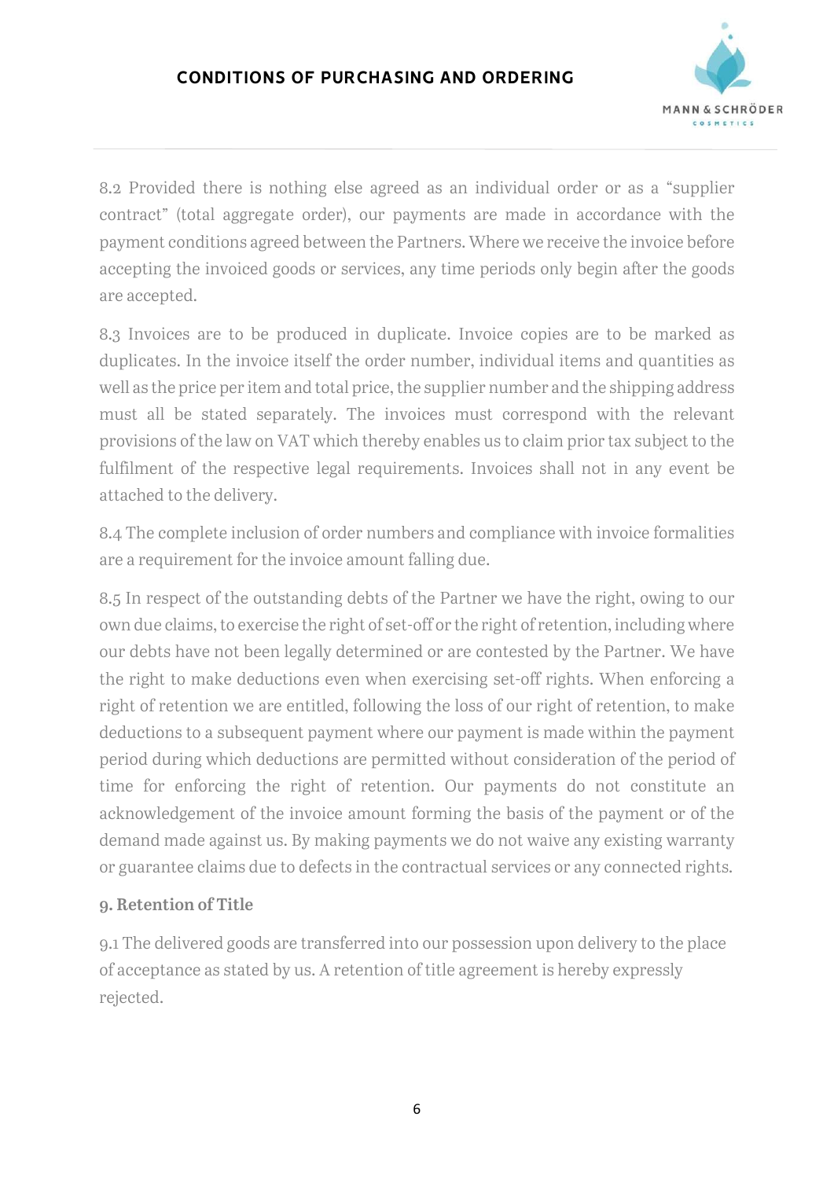8.2 Provided there is nothing else agreed as an individual order or as a "supplier contract" (total aggregate order), our payments are made in accordance with the payment conditions agreed between the Partners. Where we receive the invoice before accepting the invoiced goods or services, any time periods only begin after the goods are accepted.

8.3 Invoices are to be produced in duplicate. Invoice copies are to be marked as duplicates. In the invoice itself the order number, individual items and quantities as well as the price per item and total price, the supplier number and the shipping address must all be stated separately. The invoices must correspond with the relevant provisions of the law on VAT which thereby enables us to claim prior tax subject to the fulfilment of the respective legal requirements. Invoices shall not in any event be attached to the delivery.

8.4 The complete inclusion of order numbers and compliance with invoice formalities are a requirement for the invoice amount falling due.

8.5 In respect of the outstanding debts of the Partner we have the right, owing to our own due claims, to exercise the right of set-off or the right of retention, including where our debts have not been legally determined or are contested by the Partner. We have the right to make deductions even when exercising set-off rights. When enforcing a right of retention we are entitled, following the loss of our right of retention, to make deductions to a subsequent payment where our payment is made within the payment period during which deductions are permitted without consideration of the period of time for enforcing the right of retention. Our payments do not constitute an acknowledgement of the invoice amount forming the basis of the payment or of the demand made against us. By making payments we do not waive any existing warranty or guarantee claims due to defects in the contractual services or any connected rights.

### 9. Retention of Title

9.1 The delivered goods are transferred into our possession upon delivery to the place of acceptance as stated by us. A retention of title agreement is hereby expressly rejected.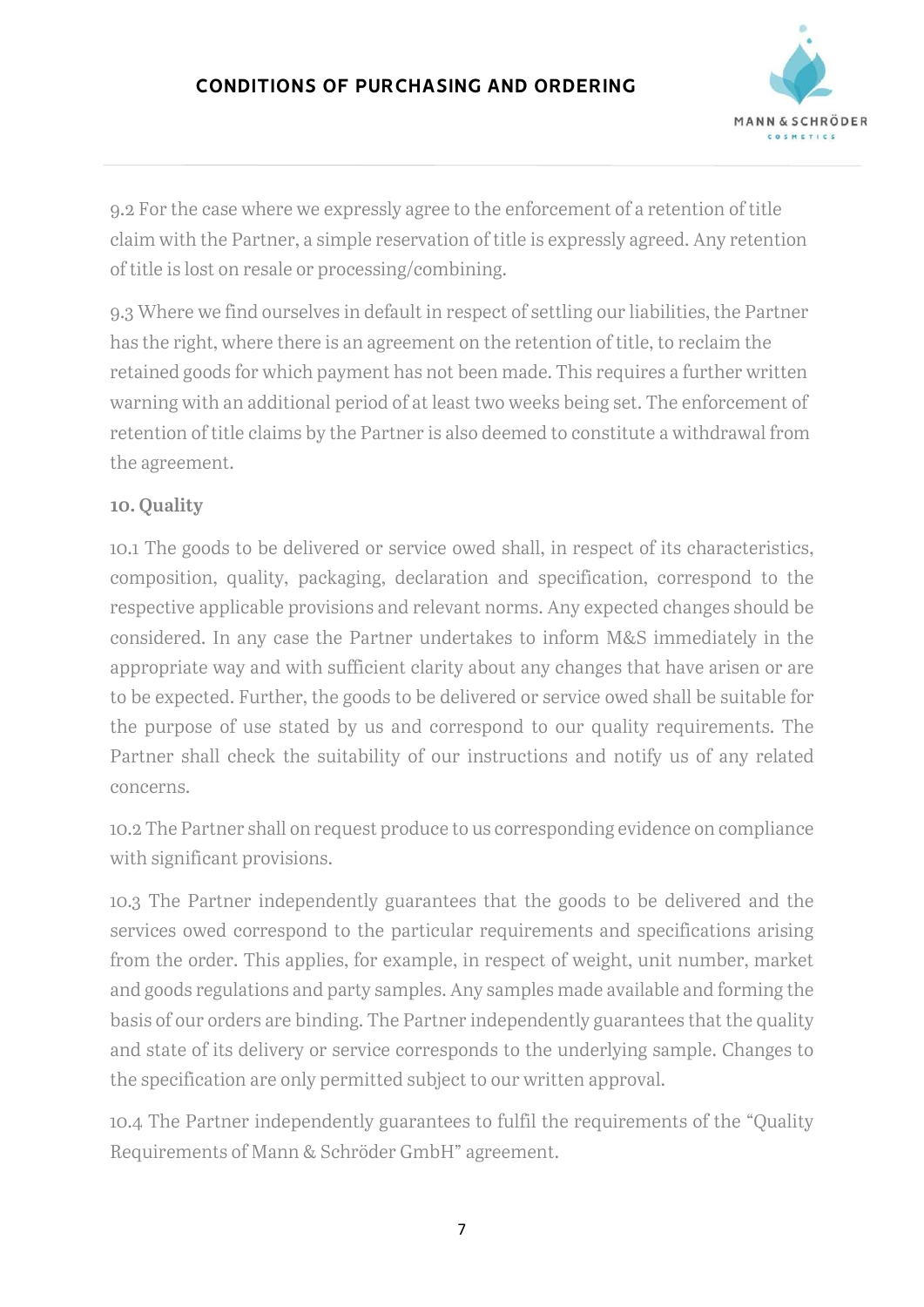9.2 For the case where we expressly agree to the enforcement of a retention of title claim with the Partner, a simple reservation of title is expressly agreed. Any retention of title is lost on resale or processing/combining.

9.3 Where we find ourselves in default in respect of settling our liabilities, the Partner has the right, where there is an agreement on the retention of title, to reclaim the retained goods for which payment has not been made. This requires a further written warning with an additional period of at least two weeks being set. The enforcement of retention of title claims by the Partner is also deemed to constitute a withdrawal from the agreement.

**10. Quality**

10.1 The goods to be delivered or service owed shall, in respect of its characteristics, composition, quality, packaging, declaration and specification, correspond to the respective applicable provisions and relevant norms. Any expected changes should be considered. In any case the Partner undertakes to inform M&S immediately in the appropriate way and with sufficient clarity about any changes that have arisen or are to be expected. Further, the goods to be delivered or service owed shall be suitable for the purpose of use stated by us and correspond to our quality requirements. The Partner shall check the suitability of our instructions and notify us of any related concerns.

10.2 The Partner shall on request produce to us corresponding evidence on compliance with significant provisions.

10.3 The Partner independently guarantees that the goods to be delivered and the services owed correspond to the particular requirements and specifications arising from the order. This applies, for example, in respect of weight, unit number, market and goods regulations and party samples. Any samples made available and forming the basis of our orders are binding. The Partner independently guarantees that the quality and state of its delivery or service corresponds to the underlying sample. Changes to the specification are only permitted subject to our written approval.

10.4 The Partner independently guarantees to fulfil the requirements of the "Quality Requirements of Mann & Schröder GmbH" agreement.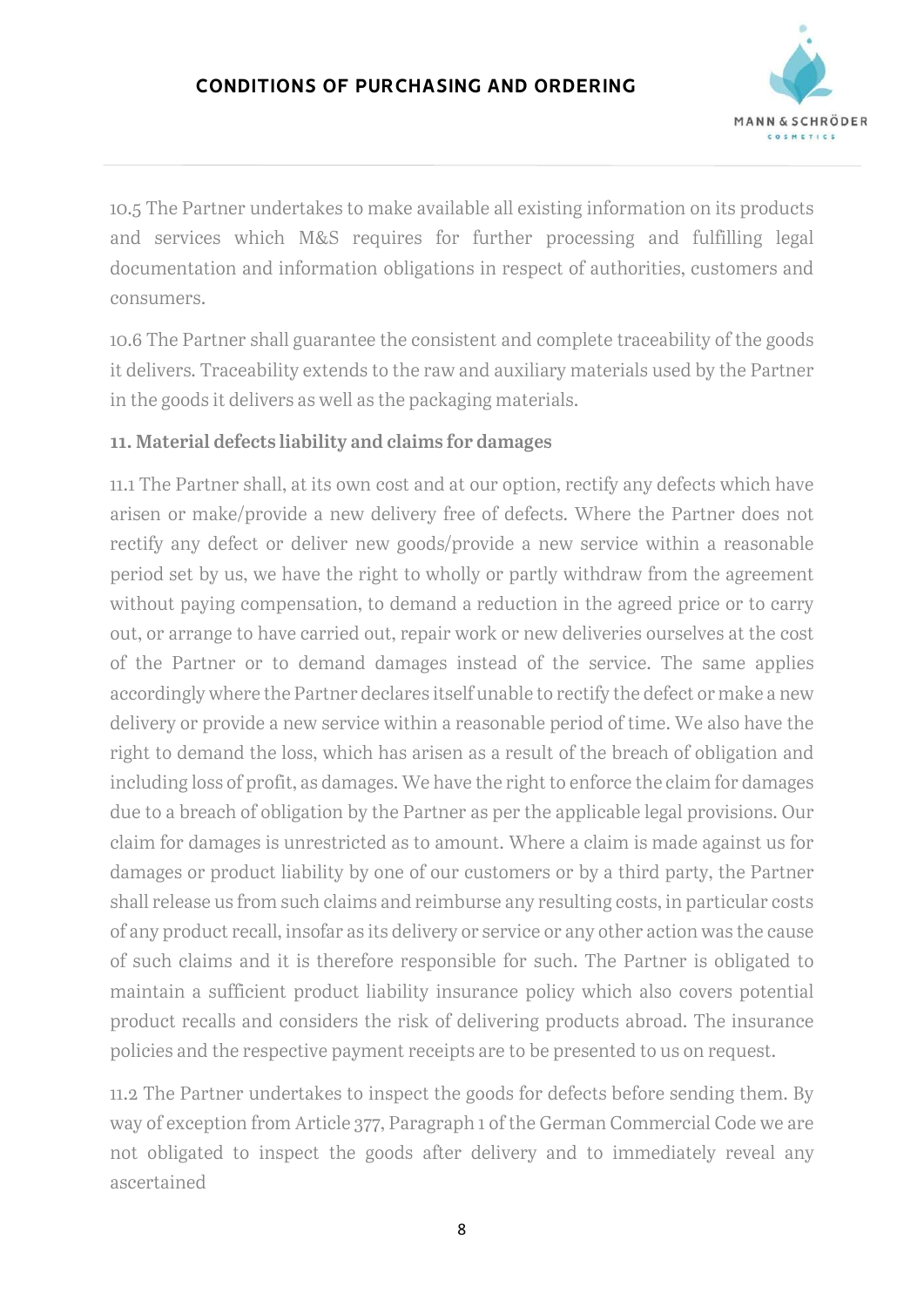10.5 The Partner undertakes to make available all existing information on its products and services which M&S requires for further processing and fulfilling legal documentation and information obligations in respect of authorities, customers and consumers.

10.6 The Partner shall guarantee the consistent and complete traceability of the goods it delivers. Traceability extends to the raw and auxiliary materials used by the Partner in the goods it delivers as well as the packaging materials.

**11. Material defects liability and claims for damages**

11.1 The Partner shall, at its own cost and at our option, rectify any defects which have arisen or make/provide a new delivery free of defects. Where the Partner does not rectify any defect or deliver new goods/provide a new service within a reasonable period set by us, we have the right to wholly or partly withdraw from the agreement without paying compensation, to demand a reduction in the agreed price or to carry out, or arrange to have carried out, repair work or new deliveries ourselves at the cost of the Partner or to demand damages instead of the service. The same applies accordingly where the Partner declares itself unable to rectify the defect or make a new delivery or provide a new service within a reasonable period of time. We also have the right to demand the loss, which has arisen as a result of the breach of obligation and including loss of profit, as damages. We have the right to enforce the claim for damages due to a breach of obligation by the Partner as per the applicable legal provisions. Our claim for damages is unrestricted as to amount. Where a claim is made against us for damages or product liability by one of our customers or by a third party, the Partner shall release us from such claims and reimburse any resulting costs, in particular costs of any product recall, insofar as its delivery or service or any other action was the cause of such claims and it is therefore responsible for such. The Partner is obligated to maintain a sufficient product liability insurance policy which also covers potential product recalls and considers the risk of delivering products abroad. The insurance policies and the respective payment receipts are to be presented to us on request.

11.2 The Partner undertakes to inspect the goods for defects before sending them. By way of exception from Article 377, Paragraph 1 of the German Commercial Code we are not obligated to inspect the goods after delivery and to immediately reveal any ascertained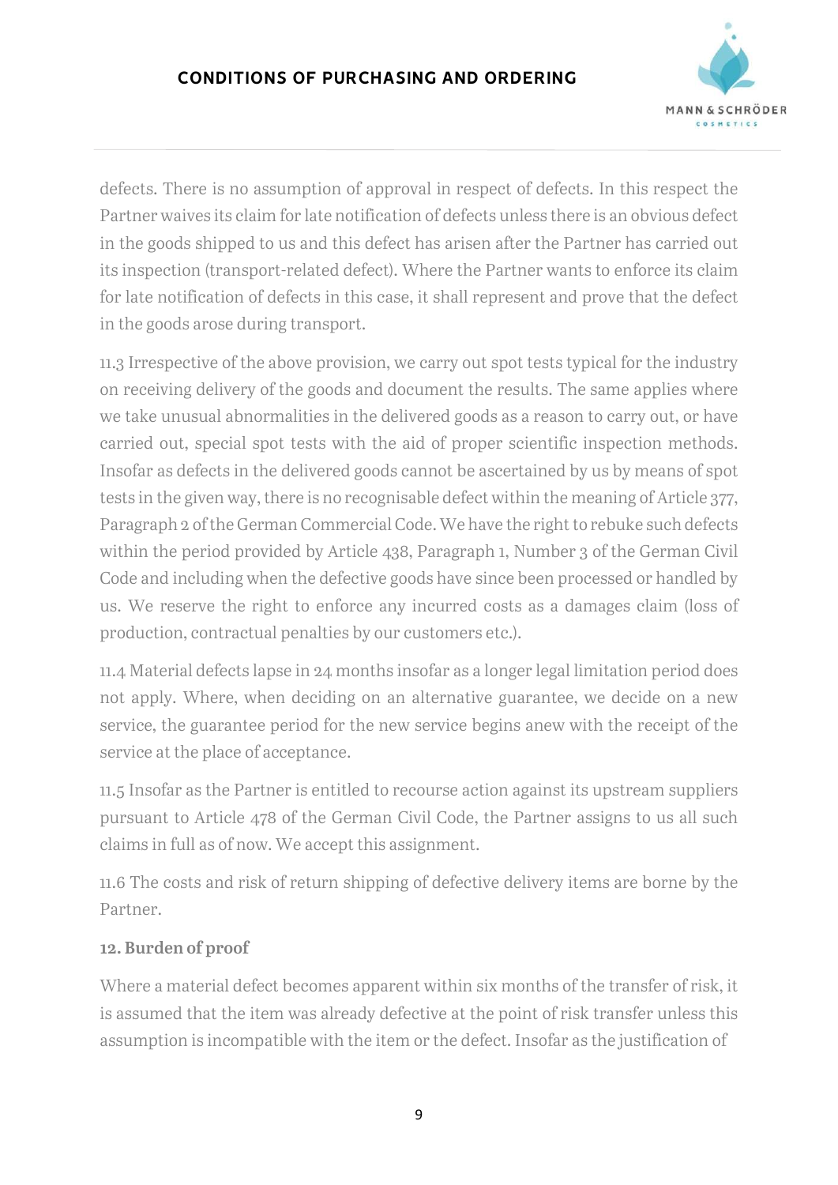defects. There is no assumption of approval in respect of defects. In this respect the Partner waives its claim for late notification of defects unless there is an obvious defect in the goods shipped to us and this defect has arisen after the Partner has carried out its inspection (transport-related defect). Where the Partner wants to enforce its claim for late notification of defects in this case, it shall represent and prove that the defect in the goods arose during transport.

11.3 Irrespective of the above provision, we carry out spot tests typical for the industry on receiving delivery of the goods and document the results. The same applies where we take unusual abnormalities in the delivered goods as a reason to carry out, or have carried out, special spot tests with the aid of proper scientific inspection methods. Insofar as defects in the delivered goods cannot be ascertained by us by means of spot tests in the given way, there is no recognisable defect within the meaning of Article 377, Paragraph 2 of the German Commercial Code. We have the right to rebuke such defects within the period provided by Article 438, Paragraph 1, Number 3 of the German Civil Code and including when the defective goods have since been processed or handled by us. We reserve the right to enforce any incurred costs as a damages claim (loss of production, contractual penalties by our customers etc.).

11.4 Material defects lapse in 24 months insofar as a longer legal limitation period does not apply. Where, when deciding on an alternative guarantee, we decide on a new service, the guarantee period for the new service begins anew with the receipt of the service at the place of acceptance.

11.5 Insofar as the Partner is entitled to recourse action against its upstream suppliers pursuant to Article 478 of the German Civil Code, the Partner assigns to us all such claims in full as of now. We accept this assignment.

11.6 The costs and risk of return shipping of defective delivery items are borne by the Partner.

**12. Burden of proof**

Where a material defect becomes apparent within six months of the transfer of risk, it is assumed that the item was already defective at the point of risk transfer unless this assumption is incompatible with the item or the defect. Insofar as the justification of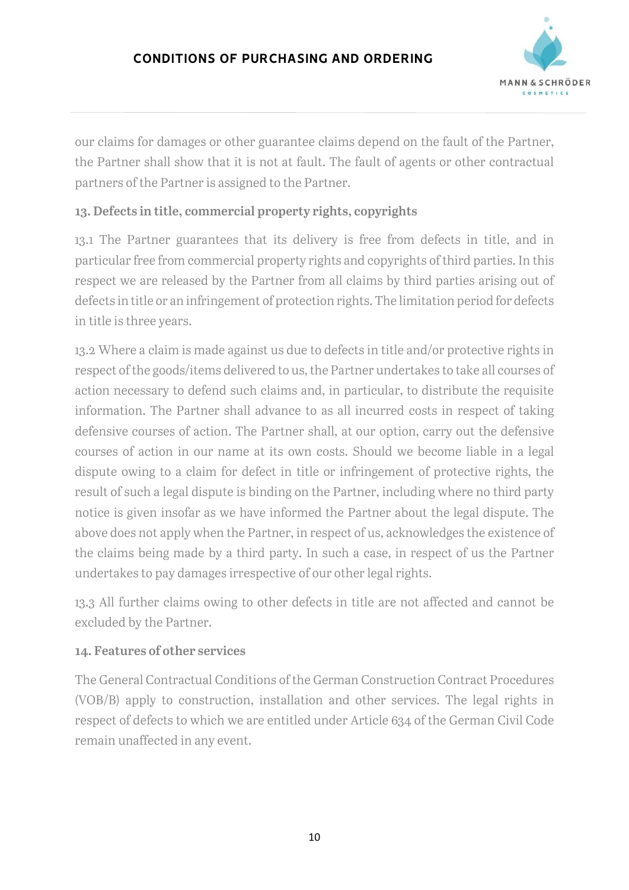our claims for damages or other guarantee claims depend on the fault of the Partner, the Partner shall show that it is not at fault. The fault of agents or other contractual partners of the Partner is assigned to the Partner.

**13. Defects in title, commercial property rights, copyrights**

13.1 The Partner guarantees that its delivery is free from defects in title, and in particular free from commercial property rights and copyrights of third parties. In this respect we are released by the Partner from all claims by third parties arising out of defects in title or an infringement of protection rights. The limitation period for defects in title is three years.

13.2 Where a claim is made against us due to defects in title and/or protective rights in respect of the goods/items delivered to us, the Partner undertakes to take all courses of action necessary to defend such claims and, in particular, to distribute the requisite information. The Partner shall advance to as all incurred costs in respect of taking defensive courses of action. The Partner shall, at our option, carry out the defensive courses of action in our name at its own costs. Should we become liable in a legal dispute owing to a claim for defect in title or infringement of protective rights, the result of such a legal dispute is binding on the Partner, including where no third party notice is given insofar as we have informed the Partner about the legal dispute. The above does not apply when the Partner, in respect of us, acknowledges the existence of the claims being made by a third party. In such a case, in respect of us the Partner undertakes to pay damages irrespective of our other legal rights.

13.3 All further claims owing to other defects in title are not affected and cannot be excluded by the Partner.

**14. Features of other services**

The General Contractual Conditions of the German Construction Contract Procedures (VOB/B) apply to construction, installation and other services. The legal rights in respect of defects to which we are entitled under Article 634 of the German Civil Code remain unaffected in any event.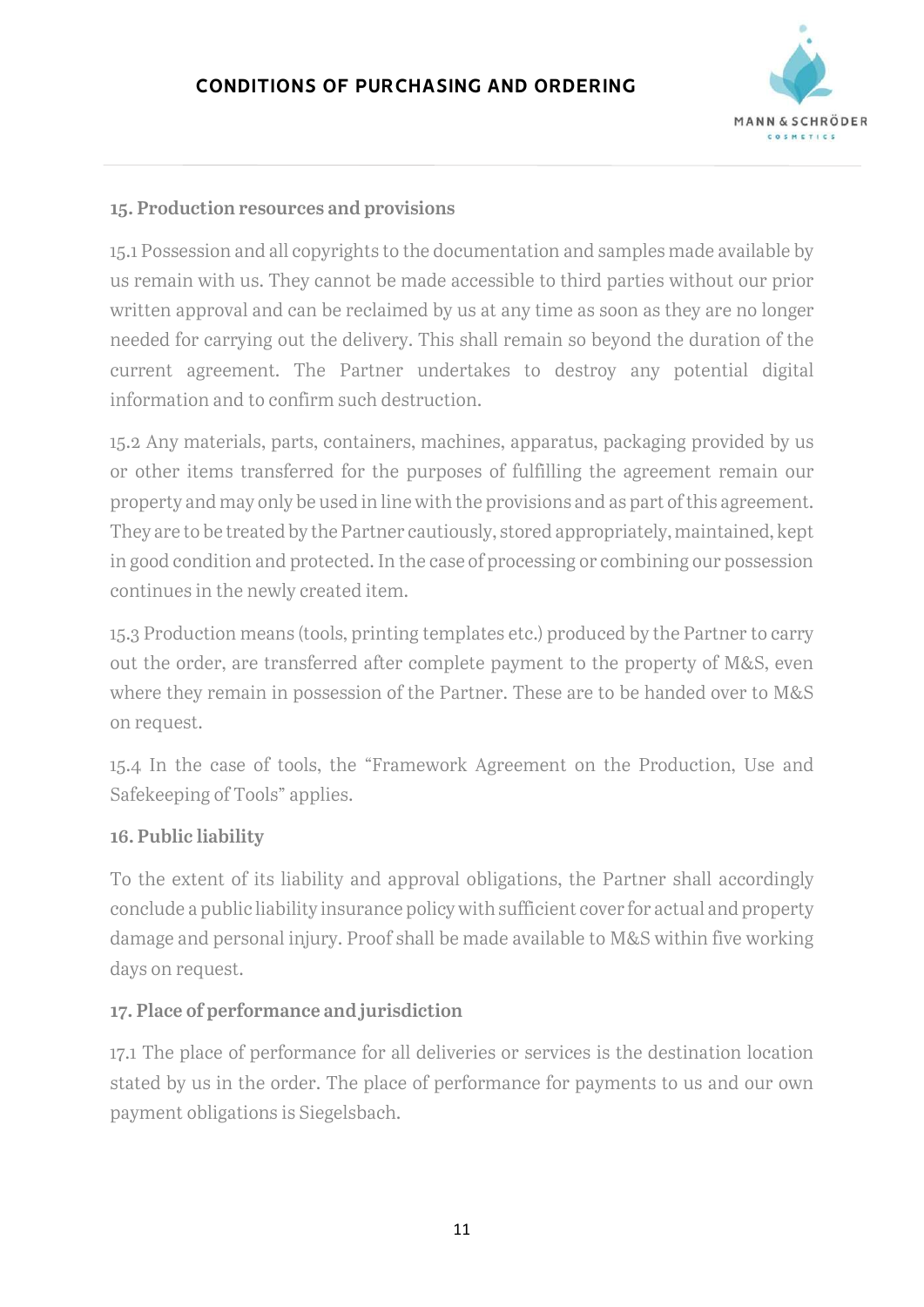## 15. Production resources and provisions

15.1 Possession and all copyrights to the documentation and samples made available by us remain with us. They cannot be made accessible to third parties without our prior written approval and can be reclaimed by us at any time as soon as they are no longer needed for carrying out the delivery. This shall remain so beyond the duration of the current agreement. The Partner undertakes to destroy any potential digital information and to confirm such destruction.

15.2 Any materials, parts, containers, machines, apparatus, packaging provided by us or other items transferred for the purposes of fulfilling the agreement remain our property and may only be used in line with the provisions and as part of this agreement. They are to be treated by the Partner cautiously, stored appropriately, maintained, kept in good condition and protected. In the case of processing or combining our possession continues in the newly created item.

15.3 Production means (tools, printing templates etc.) produced by the Partner to carry out the order, are transferred after complete payment to the property of M&S, even where they remain in possession of the Partner. These are to be handed over to M&S on request.

15.4 In the case of tools, the "Framework Agreement on the Production, Use and Safekeeping of Tools" applies.

## 16. Public liability

To the extent of its liability and approval obligations, the Partner shall accordingly conclude a public liability insurance policy with sufficient cover for actual and property damage and personal injury. Proof shall be made available to M&S within five working days on request.

## 17. Place of performance and jurisdiction

17.1 The place of performance for all deliveries or services is the destination location stated by us in the order. The place of performance for payments to us and our own payment obligations is Siegelsbach.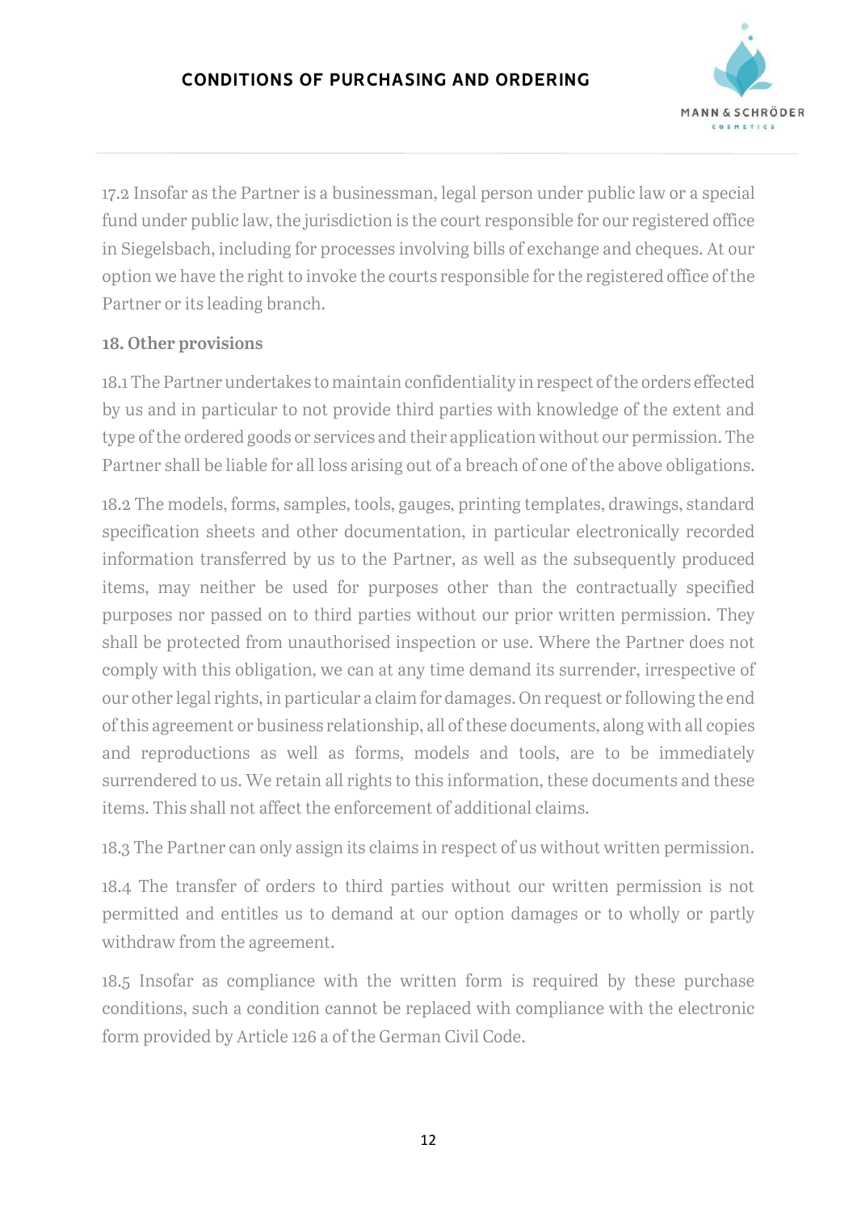17.2 Insofar as the Partner is a businessman, legal person under public law or a special fund under public law, the jurisdiction is the court responsible for our registered office in Siegelsbach, including for processes involving bills of exchange and cheques. At our option we have the right to invoke the courts responsible for the registered office of the Partner or its leading branch.

**18. Other provisions**

18.1 The Partner undertakes to maintain confidentiality in respect of the orders effected by us and in particular to not provide third parties with knowledge of the extent and type of the ordered goods or services and their application without our permission. The Partner shall be liable for all loss arising out of a breach of one of the above obligations.

18.2 The models, forms, samples, tools, gauges, printing templates, drawings, standard specification sheets and other documentation, in particular electronically recorded information transferred by us to the Partner, as well as the subsequently produced items, may neither be used for purposes other than the contractually specified purposes nor passed on to third parties without our prior written permission. They shall be protected from unauthorised inspection or use. Where the Partner does not comply with this obligation, we can at any time demand its surrender, irrespective of our other legal rights, in particular a claim for damages. On request or following the end of this agreement or business relationship, all of these documents, along with all copies and reproductions as well as forms, models and tools, are to be immediately surrendered to us. We retain all rights to this information, these documents and these items. This shall not affect the enforcement of additional claims.

18.3 The Partner can only assign its claims in respect of us without written permission.

18.4 The transfer of orders to third parties without our written permission is not permitted and entitles us to demand at our option damages or to wholly or partly withdraw from the agreement.

18.5 Insofar as compliance with the written form is required by these purchase conditions, such a condition cannot be replaced with compliance with the electronic form provided by Article 126 a of the German Civil Code.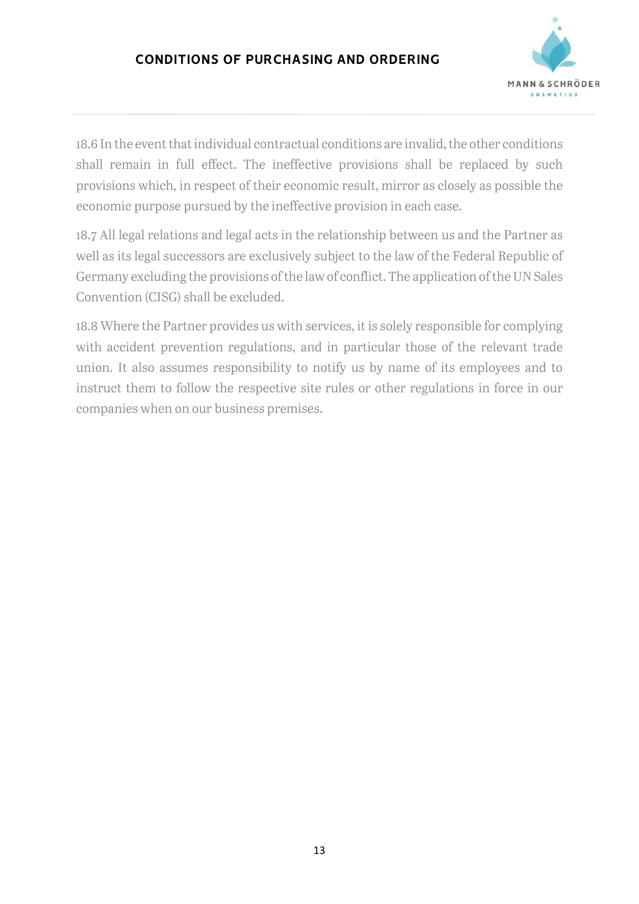18.6 In the event that individual contractual conditions are invalid, the other conditions shall remain in full effect. The ineffective provisions shall be replaced by such provisions which, in respect of their economic result, mirror as closely as possible the economic purpose pursued by the ineffective provision in each case.

18.7 All legal relations and legal acts in the relationship between us and the Partner as well as its legal successors are exclusively subject to the law of the Federal Republic of Germany excluding the provisions of the law of conflict. The application of the UN Sales Convention (CISG) shall be excluded.

18.8 Where the Partner provides us with services, it is solely responsible for complying with accident prevention regulations, and in particular those of the relevant trade union. It also assumes responsibility to notify us by name of its employees and to instruct them to follow the respective site rules or other regulations in force in our companies when on our business premises.